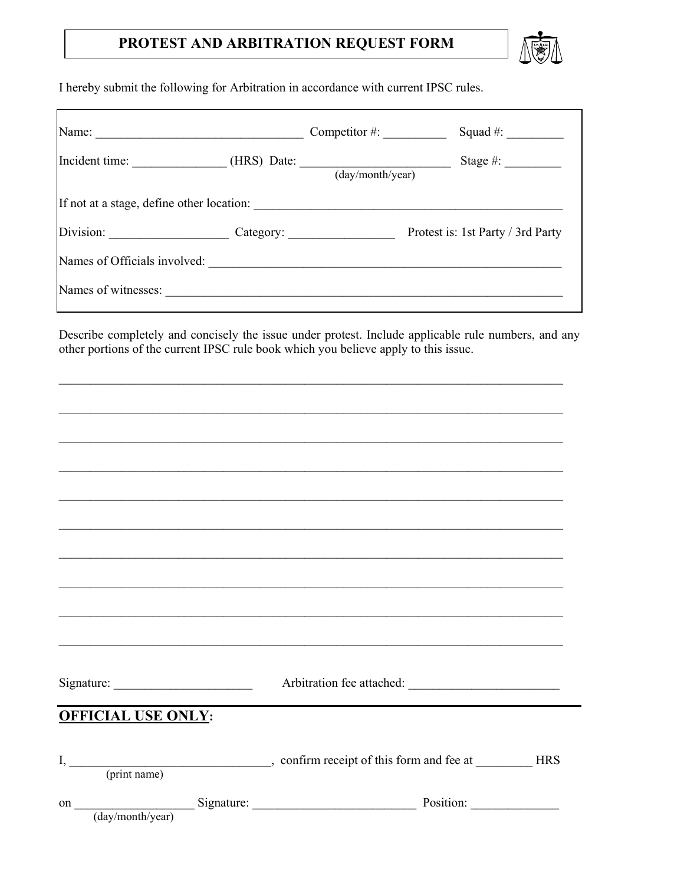# PROTEST AND ARBITRATION REQUEST FORM

I hereby submit the following for Arbitration in accordance with current IPSC rules.

Name: ________________________________ Competitor #: __________ Squad #: _________

Incident time: _______________ (HRS) Date: ________________________ Stage #: _________
(day/month/year)

If not at a stage, define other location: ________________________________________________

Division: __________________ Category: ________________ Protest is: 1st Party / 3rd Party

Names of Officials involved: ________________________________________________________

Names of witnesses: _____________________________________________________________

Describe completely and concisely the issue under protest. Include applicable rule numbers, and any other portions of the current IPSC rule book which you believe apply to this issue.

______________________________________________________________________________

______________________________________________________________________________

______________________________________________________________________________

______________________________________________________________________________

______________________________________________________________________________

______________________________________________________________________________

______________________________________________________________________________

______________________________________________________________________________

______________________________________________________________________________

______________________________________________________________________________

Signature: _____________________ Arbitration fee attached: _______________________

## OFFICIAL USE ONLY:

I, _______________________________, confirm receipt of this form and fee at _________ HRS
(print name)

on __________________ Signature: _________________________ Position: _____________
(day/month/year)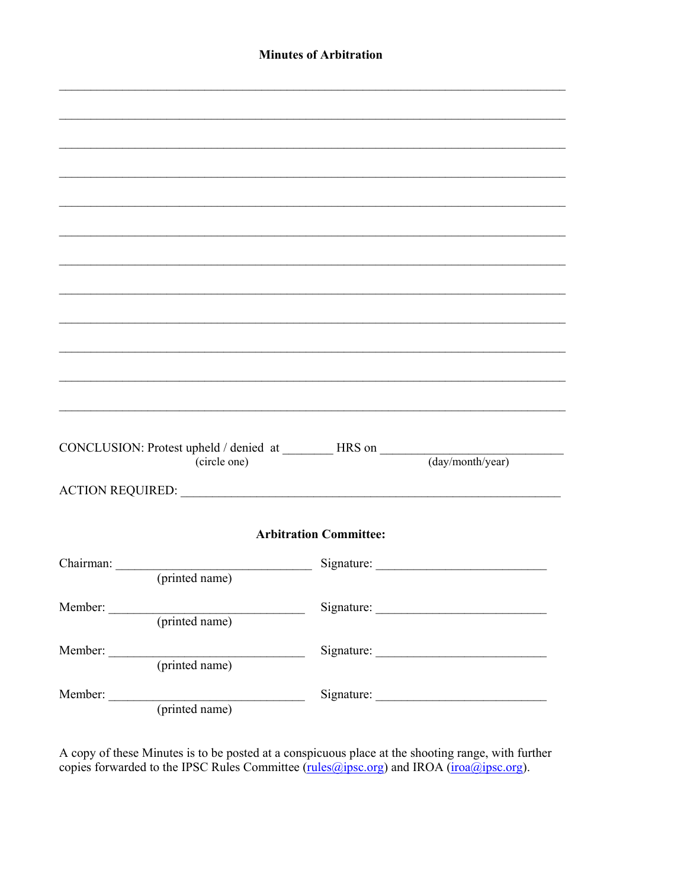# Minutes of Arbitration

\_\_\_\_\_\_\_\_\_\_\_\_\_\_\_\_\_\_\_\_\_\_\_\_\_\_\_\_\_\_\_\_\_\_\_\_\_\_\_\_\_\_\_\_\_\_\_\_\_\_\_\_\_\_\_\_\_\_\_\_\_\_\_\_\_\_\_\_\_\_\_\_\_\_\_\_

\_\_\_\_\_\_\_\_\_\_\_\_\_\_\_\_\_\_\_\_\_\_\_\_\_\_\_\_\_\_\_\_\_\_\_\_\_\_\_\_\_\_\_\_\_\_\_\_\_\_\_\_\_\_\_\_\_\_\_\_\_\_\_\_\_\_\_\_\_\_\_\_\_\_\_\_

\_\_\_\_\_\_\_\_\_\_\_\_\_\_\_\_\_\_\_\_\_\_\_\_\_\_\_\_\_\_\_\_\_\_\_\_\_\_\_\_\_\_\_\_\_\_\_\_\_\_\_\_\_\_\_\_\_\_\_\_\_\_\_\_\_\_\_\_\_\_\_\_\_\_\_\_

\_\_\_\_\_\_\_\_\_\_\_\_\_\_\_\_\_\_\_\_\_\_\_\_\_\_\_\_\_\_\_\_\_\_\_\_\_\_\_\_\_\_\_\_\_\_\_\_\_\_\_\_\_\_\_\_\_\_\_\_\_\_\_\_\_\_\_\_\_\_\_\_\_\_\_\_

\_\_\_\_\_\_\_\_\_\_\_\_\_\_\_\_\_\_\_\_\_\_\_\_\_\_\_\_\_\_\_\_\_\_\_\_\_\_\_\_\_\_\_\_\_\_\_\_\_\_\_\_\_\_\_\_\_\_\_\_\_\_\_\_\_\_\_\_\_\_\_\_\_\_\_\_

\_\_\_\_\_\_\_\_\_\_\_\_\_\_\_\_\_\_\_\_\_\_\_\_\_\_\_\_\_\_\_\_\_\_\_\_\_\_\_\_\_\_\_\_\_\_\_\_\_\_\_\_\_\_\_\_\_\_\_\_\_\_\_\_\_\_\_\_\_\_\_\_\_\_\_\_

\_\_\_\_\_\_\_\_\_\_\_\_\_\_\_\_\_\_\_\_\_\_\_\_\_\_\_\_\_\_\_\_\_\_\_\_\_\_\_\_\_\_\_\_\_\_\_\_\_\_\_\_\_\_\_\_\_\_\_\_\_\_\_\_\_\_\_\_\_\_\_\_\_\_\_\_

\_\_\_\_\_\_\_\_\_\_\_\_\_\_\_\_\_\_\_\_\_\_\_\_\_\_\_\_\_\_\_\_\_\_\_\_\_\_\_\_\_\_\_\_\_\_\_\_\_\_\_\_\_\_\_\_\_\_\_\_\_\_\_\_\_\_\_\_\_\_\_\_\_\_\_\_

\_\_\_\_\_\_\_\_\_\_\_\_\_\_\_\_\_\_\_\_\_\_\_\_\_\_\_\_\_\_\_\_\_\_\_\_\_\_\_\_\_\_\_\_\_\_\_\_\_\_\_\_\_\_\_\_\_\_\_\_\_\_\_\_\_\_\_\_\_\_\_\_\_\_\_\_

\_\_\_\_\_\_\_\_\_\_\_\_\_\_\_\_\_\_\_\_\_\_\_\_\_\_\_\_\_\_\_\_\_\_\_\_\_\_\_\_\_\_\_\_\_\_\_\_\_\_\_\_\_\_\_\_\_\_\_\_\_\_\_\_\_\_\_\_\_\_\_\_\_\_\_\_

\_\_\_\_\_\_\_\_\_\_\_\_\_\_\_\_\_\_\_\_\_\_\_\_\_\_\_\_\_\_\_\_\_\_\_\_\_\_\_\_\_\_\_\_\_\_\_\_\_\_\_\_\_\_\_\_\_\_\_\_\_\_\_\_\_\_\_\_\_\_\_\_\_\_\_\_

\_\_\_\_\_\_\_\_\_\_\_\_\_\_\_\_\_\_\_\_\_\_\_\_\_\_\_\_\_\_\_\_\_\_\_\_\_\_\_\_\_\_\_\_\_\_\_\_\_\_\_\_\_\_\_\_\_\_\_\_\_\_\_\_\_\_\_\_\_\_\_\_\_\_\_\_

CONCLUSION: Protest upheld / denied at \_\_\_\_\_\_\_\_ HRS on \_\_\_\_\_\_\_\_\_\_\_\_\_\_\_\_\_\_\_\_\_\_\_\_\_\_\_\_\_
(circle one) (day/month/year)

ACTION REQUIRED: \_\_\_\_\_\_\_\_\_\_\_\_\_\_\_\_\_\_\_\_\_\_\_\_\_\_\_\_\_\_\_\_\_\_\_\_\_\_\_\_\_\_\_\_\_\_\_\_\_\_\_\_\_\_\_\_\_\_\_\_

**Arbitration Committee:**

Chairman: \_\_\_\_\_\_\_\_\_\_\_\_\_\_\_\_\_\_\_\_\_\_\_\_\_\_\_\_\_\_\_ Signature: \_\_\_\_\_\_\_\_\_\_\_\_\_\_\_\_\_\_\_\_\_\_\_\_\_\_\_
(printed name)

Member: \_\_\_\_\_\_\_\_\_\_\_\_\_\_\_\_\_\_\_\_\_\_\_\_\_\_\_\_\_\_\_ Signature: \_\_\_\_\_\_\_\_\_\_\_\_\_\_\_\_\_\_\_\_\_\_\_\_\_\_\_
(printed name)

Member: \_\_\_\_\_\_\_\_\_\_\_\_\_\_\_\_\_\_\_\_\_\_\_\_\_\_\_\_\_\_\_ Signature: \_\_\_\_\_\_\_\_\_\_\_\_\_\_\_\_\_\_\_\_\_\_\_\_\_\_\_
(printed name)

Member: \_\_\_\_\_\_\_\_\_\_\_\_\_\_\_\_\_\_\_\_\_\_\_\_\_\_\_\_\_\_\_ Signature: \_\_\_\_\_\_\_\_\_\_\_\_\_\_\_\_\_\_\_\_\_\_\_\_\_\_\_
(printed name)

A copy of these Minutes is to be posted at a conspicuous place at the shooting range, with further copies forwarded to the IPSC Rules Committee (rules@ipsc.org) and IROA (iroa@ipsc.org).